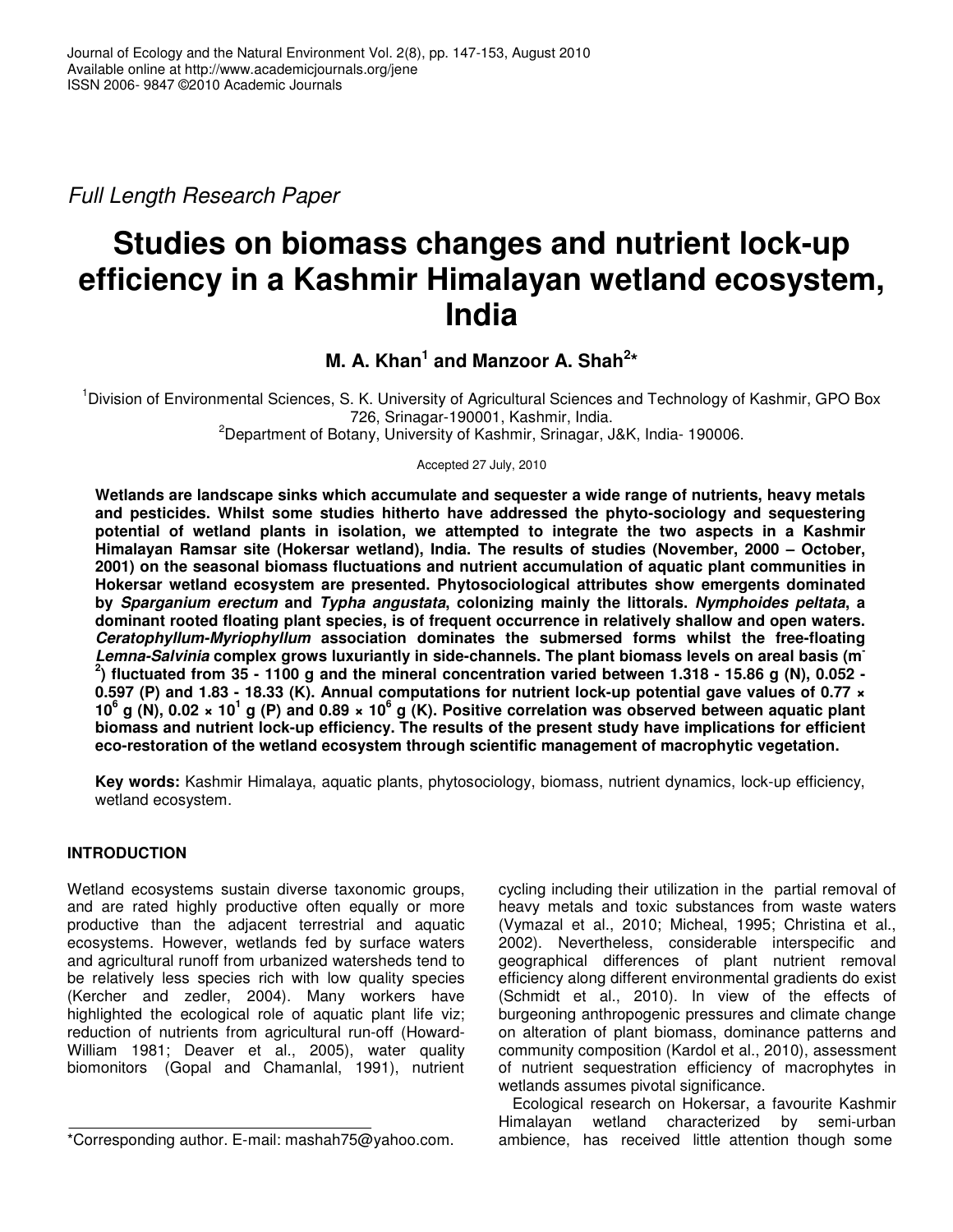Full Length Research Paper

# Studies on biomass changes and nutrient lock-up efficiency in a Kashmir Himalayan wetland ecosystem, India

**M. A. Khan[1] and Manzoor A. Shah[2]***

[1]Division of Environmental Sciences, S. K. University of Agricultural Sciences and Technology of Kashmir, GPO Box 726, Srinagar-190001, Kashmir, India.
[2]Department of Botany, University of Kashmir, Srinagar, J&K, India- 190006.

Accepted 27 July, 2010

**Wetlands are landscape sinks which accumulate and sequester a wide range of nutrients, heavy metals and pesticides. Whilst some studies hitherto have addressed the phyto-sociology and sequestering potential of wetland plants in isolation, we attempted to integrate the two aspects in a Kashmir Himalayan Ramsar site (Hokersar wetland), India. The results of studies (November, 2000 – October, 2001) on the seasonal biomass fluctuations and nutrient accumulation of aquatic plant communities in Hokersar wetland ecosystem are presented. Phytosociological attributes show emergents dominated by *Sparganium erectum* and *Typha angustata*, colonizing mainly the littorals. *Nymphoides peltata*, a dominant rooted floating plant species, is of frequent occurrence in relatively shallow and open waters. *Ceratophyllum-Myriophyllum* association dominates the submersed forms whilst the free-floating *Lemna-Salvinia* complex grows luxuriantly in side-channels. The plant biomass levels on areal basis ($m^{-2}$) fluctuated from 35 - 1100 g and the mineral concentration varied between 1.318 - 15.86 g (N), 0.052 - 0.597 (P) and 1.83 - 18.33 (K). Annual computations for nutrient lock-up potential gave values of 0.77 × $10^6$ g (N), 0.02 × $10^1$ g (P) and 0.89 × $10^6$ g (K). Positive correlation was observed between aquatic plant biomass and nutrient lock-up efficiency. The results of the present study have implications for efficient eco-restoration of the wetland ecosystem through scientific management of macrophytic vegetation.**

**Key words:** Kashmir Himalaya, aquatic plants, phytosociology, biomass, nutrient dynamics, lock-up efficiency, wetland ecosystem.

## INTRODUCTION

Wetland ecosystems sustain diverse taxonomic groups, and are rated highly productive often equally or more productive than the adjacent terrestrial and aquatic ecosystems. However, wetlands fed by surface waters and agricultural runoff from urbanized watersheds tend to be relatively less species rich with low quality species (Kercher and zedler, 2004). Many workers have highlighted the ecological role of aquatic plant life viz; reduction of nutrients from agricultural run-off (Howard-William 1981; Deaver et al., 2005), water quality biomonitors (Gopal and Chamanlal, 1991), nutrient cycling including their utilization in the partial removal of heavy metals and toxic substances from waste waters (Vymazal et al., 2010; Micheal, 1995; Christina et al., 2002). Nevertheless, considerable interspecific and geographical differences of plant nutrient removal efficiency along different environmental gradients do exist (Schmidt et al., 2010). In view of the effects of burgeoning anthropogenic pressures and climate change on alteration of plant biomass, dominance patterns and community composition (Kardol et al., 2010), assessment of nutrient sequestration efficiency of macrophytes in wetlands assumes pivotal significance.

Ecological research on Hokersar, a favourite Kashmir Himalayan wetland characterized by semi-urban ambience, has received little attention though some

*Corresponding author. E-mail: mashah75@yahoo.com.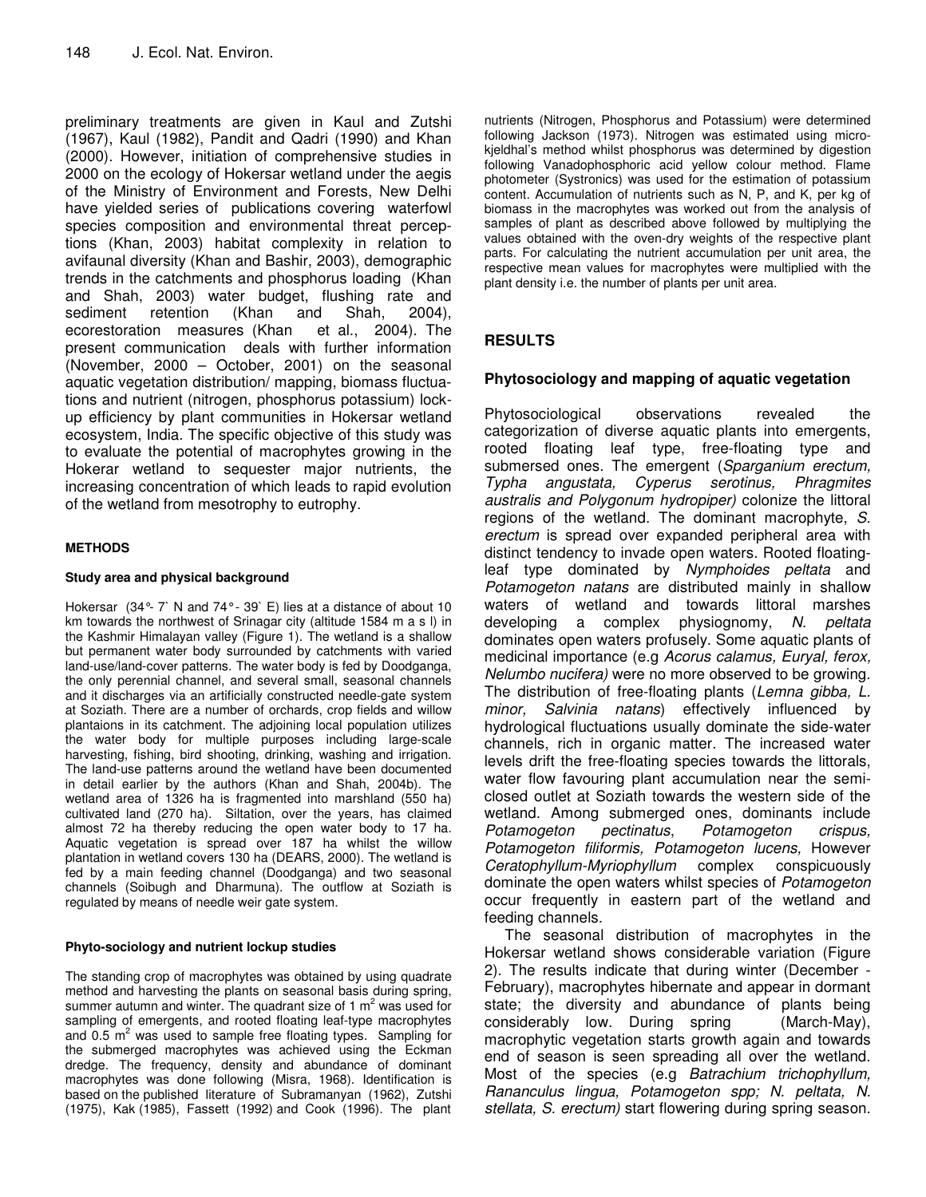preliminary treatments are given in Kaul and Zutshi (1967), Kaul (1982), Pandit and Qadri (1990) and Khan (2000). However, initiation of comprehensive studies in 2000 on the ecology of Hokersar wetland under the aegis of the Ministry of Environment and Forests, New Delhi have yielded series of publications covering waterfowl species composition and environmental threat perceptions (Khan, 2003) habitat complexity in relation to avifaunal diversity (Khan and Bashir, 2003), demographic trends in the catchments and phosphorus loading (Khan and Shah, 2003) water budget, flushing rate and sediment retention (Khan and Shah, 2004), ecorestoration measures (Khan et al., 2004). The present communication deals with further information (November, 2000 – October, 2001) on the seasonal aquatic vegetation distribution/ mapping, biomass fluctuations and nutrient (nitrogen, phosphorus potassium) lock-up efficiency by plant communities in Hokersar wetland ecosystem, India. The specific objective of this study was to evaluate the potential of macrophytes growing in the Hokerar wetland to sequester major nutrients, the increasing concentration of which leads to rapid evolution of the wetland from mesotrophy to eutrophy.

## METHODS

### Study area and physical background

Hokersar (34°- 7` N and 74°- 39` E) lies at a distance of about 10 km towards the northwest of Srinagar city (altitude 1584 m a s l) in the Kashmir Himalayan valley (Figure 1). The wetland is a shallow but permanent water body surrounded by catchments with varied land-use/land-cover patterns. The water body is fed by Doodganga, the only perennial channel, and several small, seasonal channels and it discharges via an artificially constructed needle-gate system at Soziath. There are a number of orchards, crop fields and willow plantaions in its catchment. The adjoining local population utilizes the water body for multiple purposes including large-scale harvesting, fishing, bird shooting, drinking, washing and irrigation. The land-use patterns around the wetland have been documented in detail earlier by the authors (Khan and Shah, 2004b). The wetland area of 1326 ha is fragmented into marshland (550 ha) cultivated land (270 ha). Siltation, over the years, has claimed almost 72 ha thereby reducing the open water body to 17 ha. Aquatic vegetation is spread over 187 ha whilst the willow plantation in wetland covers 130 ha (DEARS, 2000). The wetland is fed by a main feeding channel (Doodganga) and two seasonal channels (Soibugh and Dharmuna). The outflow at Soziath is regulated by means of needle weir gate system.

### Phyto-sociology and nutrient lockup studies

The standing crop of macrophytes was obtained by using quadrate method and harvesting the plants on seasonal basis during spring, summer autumn and winter. The quadrant size of 1 $m^2$ was used for sampling of emergents, and rooted floating leaf-type macrophytes and 0.5 $m^2$ was used to sample free floating types. Sampling for the submerged macrophytes was achieved using the Eckman dredge. The frequency, density and abundance of dominant macrophytes was done following (Misra, 1968). Identification is based on the published literature of Subramanyan (1962), Zutshi (1975), Kak (1985), Fassett (1992) and Cook (1996). The plant nutrients (Nitrogen, Phosphorus and Potassium) were determined following Jackson (1973). Nitrogen was estimated using micro-kjeldhal's method whilst phosphorus was determined by digestion following Vanadophosphoric acid yellow colour method. Flame photometer (Systronics) was used for the estimation of potassium content. Accumulation of nutrients such as N, P, and K, per kg of biomass in the macrophytes was worked out from the analysis of samples of plant as described above followed by multiplying the values obtained with the oven-dry weights of the respective plant parts. For calculating the nutrient accumulation per unit area, the respective mean values for macrophytes were multiplied with the plant density i.e. the number of plants per unit area.

## RESULTS

### Phytosociology and mapping of aquatic vegetation

Phytosociological observations revealed the categorization of diverse aquatic plants into emergents, rooted floating leaf type, free-floating type and submersed ones. The emergent (*Sparganium erectum, Typha angustata, Cyperus serotinus, Phragmites australis and Polygonum hydropiper)* colonize the littoral regions of the wetland. The dominant macrophyte, *S. erectum* is spread over expanded peripheral area with distinct tendency to invade open waters. Rooted floating-leaf type dominated by *Nymphoides peltata* and *Potamogeton natans* are distributed mainly in shallow waters of wetland and towards littoral marshes developing a complex physiognomy, *N. peltata* dominates open waters profusely. Some aquatic plants of medicinal importance (e.g *Acorus calamus, Euryal, ferox, Nelumbo nucifera)* were no more observed to be growing. The distribution of free-floating plants (*Lemna gibba, L. minor, Salvinia natans*) effectively influenced by hydrological fluctuations usually dominate the side-water channels, rich in organic matter. The increased water levels drift the free-floating species towards the littorals, water flow favouring plant accumulation near the semi-closed outlet at Soziath towards the western side of the wetland. Among submerged ones, dominants include *Potamogeton pectinatus*, *Potamogeton crispus, Potamogeton filiformis, Potamogeton lucens,* However *Ceratophyllum-Myriophyllum* complex conspicuously dominate the open waters whilst species of *Potamogeton* occur frequently in eastern part of the wetland and feeding channels.

The seasonal distribution of macrophytes in the Hokersar wetland shows considerable variation (Figure 2). The results indicate that during winter (December - February), macrophytes hibernate and appear in dormant state; the diversity and abundance of plants being considerably low. During spring (March-May), macrophytic vegetation starts growth again and towards end of season is seen spreading all over the wetland. Most of the species (e.g *Batrachium trichophyllum, Rananculus lingua, Potamogeton spp; N. peltata, N. stellata, S. erectum)* start flowering during spring season.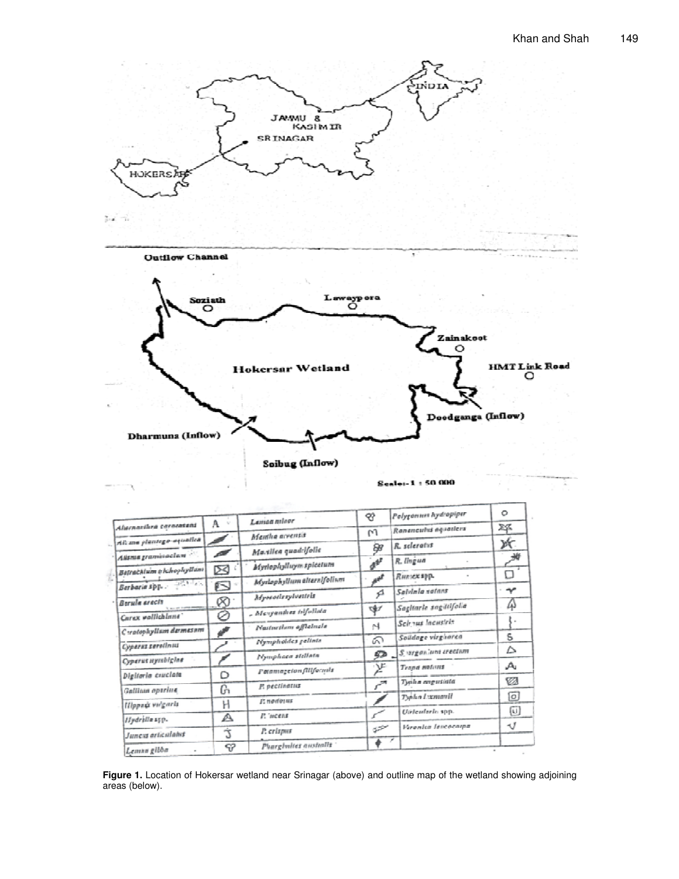Figure 1. Location of Hokersar wetland near Srinagar (above) and outline map of the wetland showing adjoining areas (below).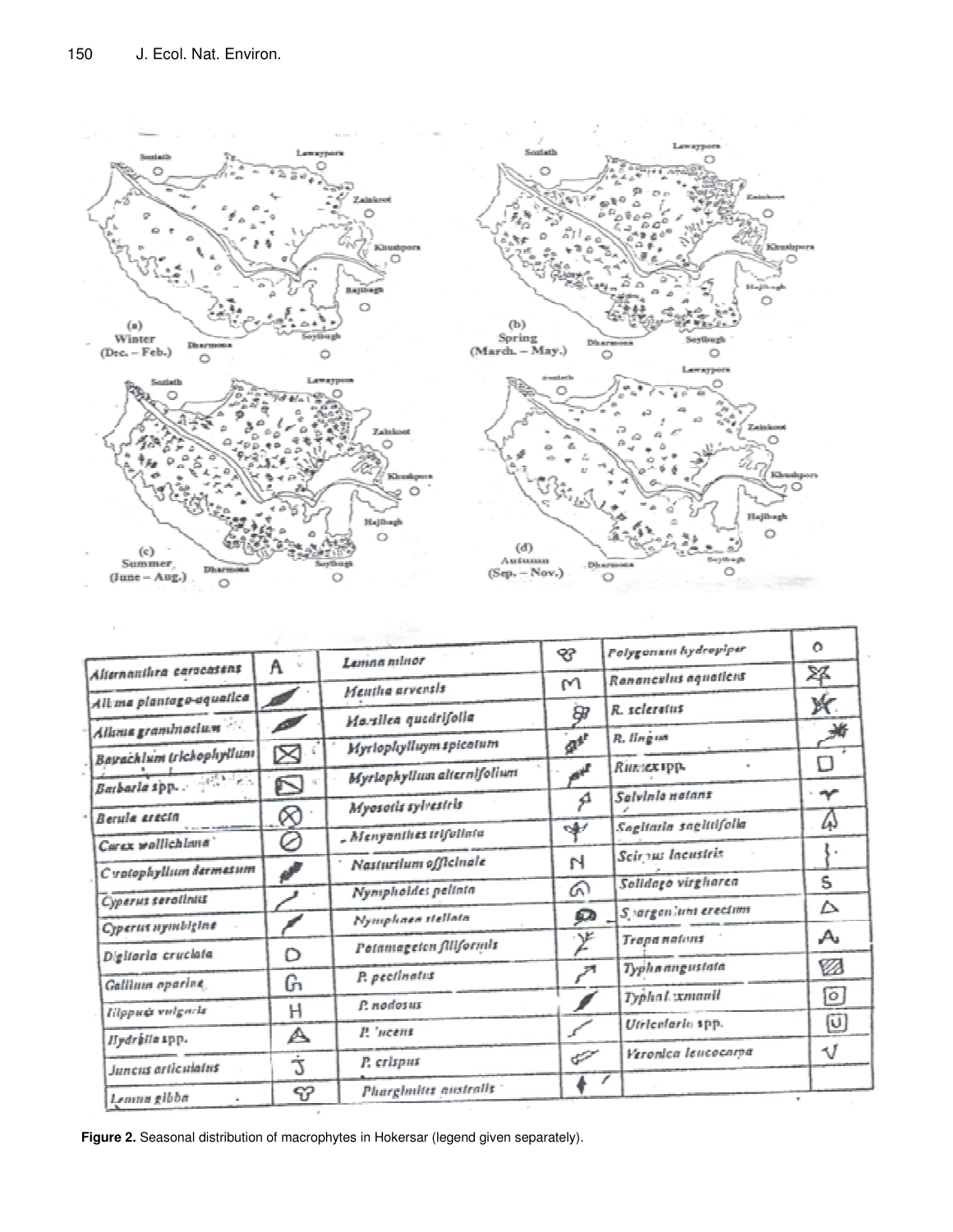| | | | | | |
|---|---|---|---|---|---|
| *Alternanthra caracasens* | A | *Lemna minor* | | *Polygonum hydropiper* | o |
| *Alisma plantago-aquatica* | | *Mentha arvensis* | M | *Ranunculus aquatilis* | |
| *Alisma graminaclum* | | *Marsilea quadrifolia* | | *R. sceleratus* | |
| *Batrachium trichophyllum* | | *Myriophyllum spicatum* | | *R. lingua* | |
| *Barbarla* spp. | | *Myriophyllum alternifolium* | | *Rumex* spp. | □ |
| *Berula erecta* | ⊗ | *Myosotis sylvestris* | | *Salvinia natans* | |
| *Carex wallichiana* | ⊘ | *Menyanthes trifoliata* | | *Sagittaria sagittifolia* | |
| *Ceratophyllum dermesum* | | *Nasturtium officinale* | N | *Scirpus lacustris* | |
| *Cyperus serotinus* | | *Nymphoides peltata* | | *Solidago virgharea* | S |
| *Cyperus nymbigine* | | *Nymphaea stellata* | | *Sparganium erectum* | △ |
| *Digitaria cruciata* | D | *Potamogeton filiformis* | | *Trapa natans* | A |
| *Gallium aparine* | G | *P. pectinatus* | | *Typha angustata* | |
| *Hippuris vulgaris* | H | *P. nodosus* | | *Typha laxmanii* | |
| *Hydrilla* spp. | | *P. lucens* | | *Utricularia* spp. | |
| *Juncus articulatus* | J | *P. crispus* | | *Veronica leucocarpa* | V |
| *Lemna gibba* | | *Pharglmites australis* | | | |

**Figure 2.** Seasonal distribution of macrophytes in Hokersar (legend given separately).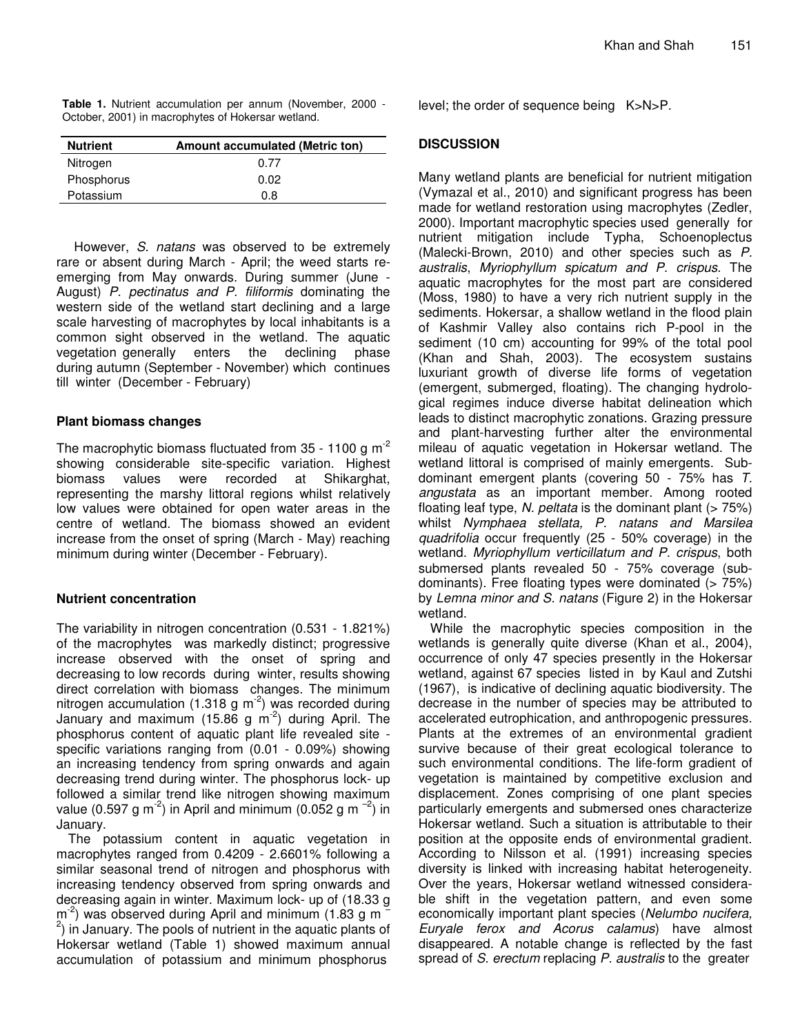**Table 1.** Nutrient accumulation per annum (November, 2000 - October, 2001) in macrophytes of Hokersar wetland.

| Nutrient | Amount accumulated (Metric ton) |
|---|---|
| Nitrogen | 0.77 |
| Phosphorus | 0.02 |
| Potassium | 0.8 |

However, *S. natans* was observed to be extremely rare or absent during March - April; the weed starts re-emerging from May onwards. During summer (June - August) *P. pectinatus and P. filiformis* dominating the western side of the wetland start declining and a large scale harvesting of macrophytes by local inhabitants is a common sight observed in the wetland. The aquatic vegetation generally enters the declining phase during autumn (September - November) which continues till winter (December - February)

### Plant biomass changes

The macrophytic biomass fluctuated from 35 - 1100 g m$^{-2}$ showing considerable site-specific variation. Highest biomass values were recorded at Shikarghat, representing the marshy littoral regions whilst relatively low values were obtained for open water areas in the centre of wetland. The biomass showed an evident increase from the onset of spring (March - May) reaching minimum during winter (December - February).

### Nutrient concentration

The variability in nitrogen concentration (0.531 - 1.821%) of the macrophytes was markedly distinct; progressive increase observed with the onset of spring and decreasing to low records during winter, results showing direct correlation with biomass changes. The minimum nitrogen accumulation (1.318 g m$^{-2}$) was recorded during January and maximum (15.86 g m$^{-2}$) during April. The phosphorus content of aquatic plant life revealed site - specific variations ranging from (0.01 - 0.09%) showing an increasing tendency from spring onwards and again decreasing trend during winter. The phosphorus lock- up followed a similar trend like nitrogen showing maximum value (0.597 g m$^{-2}$) in April and minimum (0.052 g m$^{-2}$) in January.

The potassium content in aquatic vegetation in macrophytes ranged from 0.4209 - 2.6601% following a similar seasonal trend of nitrogen and phosphorus with increasing tendency observed from spring onwards and decreasing again in winter. Maximum lock- up of (18.33 g m$^{-2}$) was observed during April and minimum (1.83 g m$^{-2}$) in January. The pools of nutrient in the aquatic plants of Hokersar wetland (Table 1) showed maximum annual accumulation of potassium and minimum phosphorus level; the order of sequence being K>N>P.

## DISCUSSION

Many wetland plants are beneficial for nutrient mitigation (Vymazal et al., 2010) and significant progress has been made for wetland restoration using macrophytes (Zedler, 2000). Important macrophytic species used generally for nutrient mitigation include Typha, Schoenoplectus (Malecki-Brown, 2010) and other species such as *P. australis*, *Myriophyllum spicatum and P. crispus*. The aquatic macrophytes for the most part are considered (Moss, 1980) to have a very rich nutrient supply in the sediments. Hokersar, a shallow wetland in the flood plain of Kashmir Valley also contains rich P-pool in the sediment (10 cm) accounting for 99% of the total pool (Khan and Shah, 2003). The ecosystem sustains luxuriant growth of diverse life forms of vegetation (emergent, submerged, floating). The changing hydrological regimes induce diverse habitat delineation which leads to distinct macrophytic zonations. Grazing pressure and plant-harvesting further alter the environmental mileau of aquatic vegetation in Hokersar wetland. The wetland littoral is comprised of mainly emergents. Sub-dominant emergent plants (covering 50 - 75% has *T. angustata* as an important member. Among rooted floating leaf type, *N. peltata* is the dominant plant (> 75%) whilst *Nymphaea stellata, P. natans and Marsilea quadrifolia* occur frequently (25 - 50% coverage) in the wetland. *Myriophyllum verticillatum and P. crispus*, both submersed plants revealed 50 - 75% coverage (sub-dominants). Free floating types were dominated (> 75%) by *Lemna minor and S. natans* (Figure 2) in the Hokersar wetland.

While the macrophytic species composition in the wetlands is generally quite diverse (Khan et al., 2004), occurrence of only 47 species presently in the Hokersar wetland, against 67 species listed in by Kaul and Zutshi (1967), is indicative of declining aquatic biodiversity. The decrease in the number of species may be attributed to accelerated eutrophication, and anthropogenic pressures. Plants at the extremes of an environmental gradient survive because of their great ecological tolerance to such environmental conditions. The life-form gradient of vegetation is maintained by competitive exclusion and displacement. Zones comprising of one plant species particularly emergents and submersed ones characterize Hokersar wetland. Such a situation is attributable to their position at the opposite ends of environmental gradient. According to Nilsson et al. (1991) increasing species diversity is linked with increasing habitat heterogeneity. Over the years, Hokersar wetland witnessed considerable shift in the vegetation pattern, and even some economically important plant species (*Nelumbo nucifera, Euryale ferox and Acorus calamus*) have almost disappeared. A notable change is reflected by the fast spread of *S. erectum* replacing *P. australis* to the greater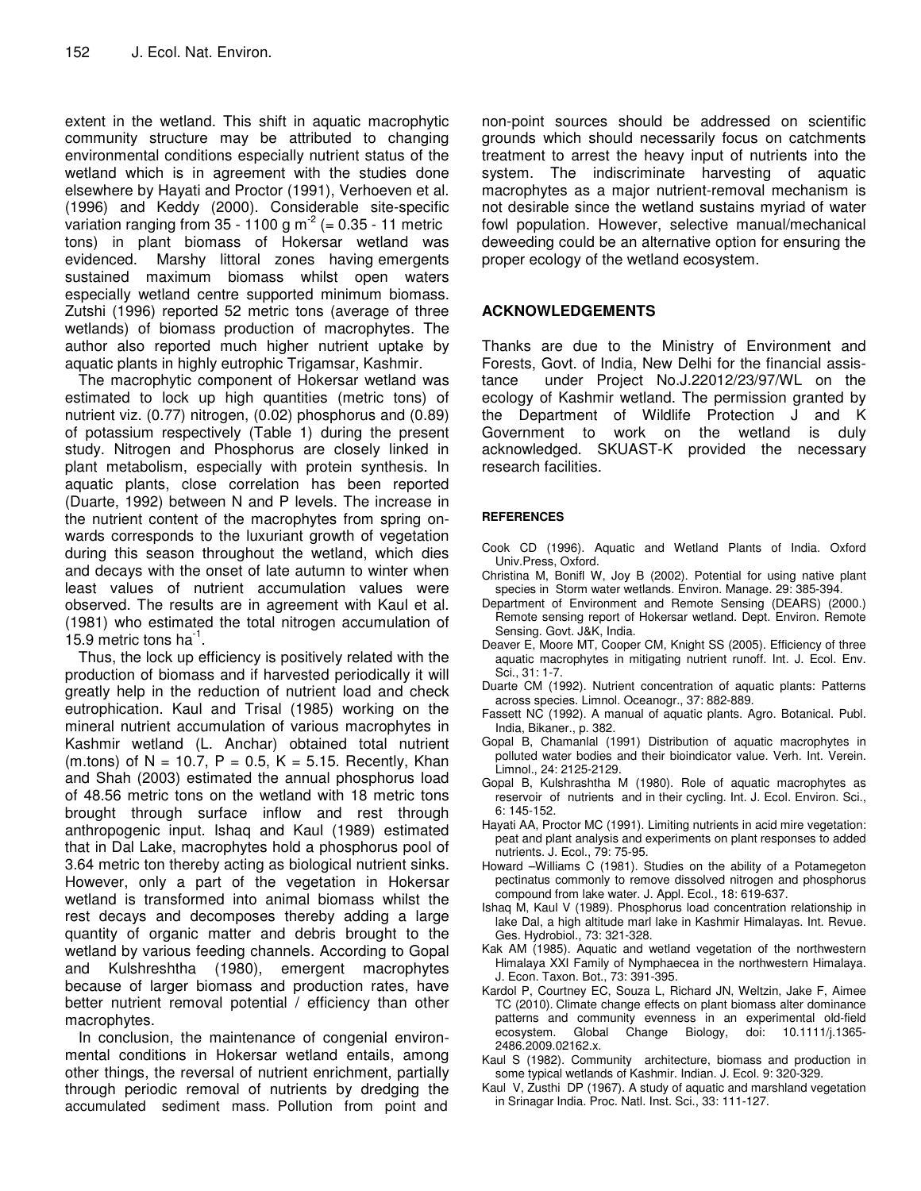extent in the wetland. This shift in aquatic macrophytic community structure may be attributed to changing environmental conditions especially nutrient status of the wetland which is in agreement with the studies done elsewhere by Hayati and Proctor (1991), Verhoeven et al. (1996) and Keddy (2000). Considerable site-specific variation ranging from 35 - 1100 g $m^{-2}$ (= 0.35 - 11 metric tons) in plant biomass of Hokersar wetland was evidenced. Marshy littoral zones having emergents sustained maximum biomass whilst open waters especially wetland centre supported minimum biomass. Zutshi (1996) reported 52 metric tons (average of three wetlands) of biomass production of macrophytes. The author also reported much higher nutrient uptake by aquatic plants in highly eutrophic Trigamsar, Kashmir.

The macrophytic component of Hokersar wetland was estimated to lock up high quantities (metric tons) of nutrient viz. (0.77) nitrogen, (0.02) phosphorus and (0.89) of potassium respectively (Table 1) during the present study. Nitrogen and Phosphorus are closely linked in plant metabolism, especially with protein synthesis. In aquatic plants, close correlation has been reported (Duarte, 1992) between N and P levels. The increase in the nutrient content of the macrophytes from spring onwards corresponds to the luxuriant growth of vegetation during this season throughout the wetland, which dies and decays with the onset of late autumn to winter when least values of nutrient accumulation values were observed. The results are in agreement with Kaul et al. (1981) who estimated the total nitrogen accumulation of 15.9 metric tons $ha^{-1}$.

Thus, the lock up efficiency is positively related with the production of biomass and if harvested periodically it will greatly help in the reduction of nutrient load and check eutrophication. Kaul and Trisal (1985) working on the mineral nutrient accumulation of various macrophytes in Kashmir wetland (L. Anchar) obtained total nutrient (m.tons) of N = 10.7, P = 0.5, K = 5.15. Recently, Khan and Shah (2003) estimated the annual phosphorus load of 48.56 metric tons on the wetland with 18 metric tons brought through surface inflow and rest through anthropogenic input. Ishaq and Kaul (1989) estimated that in Dal Lake, macrophytes hold a phosphorus pool of 3.64 metric ton thereby acting as biological nutrient sinks. However, only a part of the vegetation in Hokersar wetland is transformed into animal biomass whilst the rest decays and decomposes thereby adding a large quantity of organic matter and debris brought to the wetland by various feeding channels. According to Gopal and Kulshreshtha (1980), emergent macrophytes because of larger biomass and production rates, have better nutrient removal potential / efficiency than other macrophytes.

In conclusion, the maintenance of congenial environmental conditions in Hokersar wetland entails, among other things, the reversal of nutrient enrichment, partially through periodic removal of nutrients by dredging the accumulated sediment mass. Pollution from point and non-point sources should be addressed on scientific grounds which should necessarily focus on catchments treatment to arrest the heavy input of nutrients into the system. The indiscriminate harvesting of aquatic macrophytes as a major nutrient-removal mechanism is not desirable since the wetland sustains myriad of water fowl population. However, selective manual/mechanical deweeding could be an alternative option for ensuring the proper ecology of the wetland ecosystem.

## ACKNOWLEDGEMENTS

Thanks are due to the Ministry of Environment and Forests, Govt. of India, New Delhi for the financial assistance under Project No.J.22012/23/97/WL on the ecology of Kashmir wetland. The permission granted by the Department of Wildlife Protection J and K Government to work on the wetland is duly acknowledged. SKUAST-K provided the necessary research facilities.

## REFERENCES

Cook CD (1996). Aquatic and Wetland Plants of India. Oxford Univ.Press, Oxford.

Christina M, Bonifl W, Joy B (2002). Potential for using native plant species in Storm water wetlands. Environ. Manage. 29: 385-394.

Department of Environment and Remote Sensing (DEARS) (2000.) Remote sensing report of Hokersar wetland. Dept. Environ. Remote Sensing. Govt. J&K, India.

Deaver E, Moore MT, Cooper CM, Knight SS (2005). Efficiency of three aquatic macrophytes in mitigating nutrient runoff. Int. J. Ecol. Env. Sci., 31: 1-7.

Duarte CM (1992). Nutrient concentration of aquatic plants: Patterns across species. Limnol. Oceanogr., 37: 882-889.

Fassett NC (1992). A manual of aquatic plants. Agro. Botanical. Publ. India, Bikaner., p. 382.

Gopal B, Chamanlal (1991) Distribution of aquatic macrophytes in polluted water bodies and their bioindicator value. Verh. Int. Verein. Limnol., 24: 2125-2129.

Gopal B, Kulshrashtha M (1980). Role of aquatic macrophytes as reservoir of nutrients and in their cycling. Int. J. Ecol. Environ. Sci., 6: 145-152.

Hayati AA, Proctor MC (1991). Limiting nutrients in acid mire vegetation: peat and plant analysis and experiments on plant responses to added nutrients. J. Ecol., 79: 75-95.

Howard –Williams C (1981). Studies on the ability of a Potamegeton pectinatus commonly to remove dissolved nitrogen and phosphorus compound from lake water. J. Appl. Ecol., 18: 619-637.

Ishaq M, Kaul V (1989). Phosphorus load concentration relationship in lake Dal, a high altitude marl lake in Kashmir Himalayas. Int. Revue. Ges. Hydrobiol., 73: 321-328.

Kak AM (1985). Aquatic and wetland vegetation of the northwestern Himalaya XXI Family of Nymphaecea in the northwestern Himalaya. J. Econ. Taxon. Bot., 73: 391-395.

Kardol P, Courtney EC, Souza L, Richard JN, Weltzin, Jake F, Aimee TC (2010). Climate change effects on plant biomass alter dominance patterns and community evenness in an experimental old-field ecosystem. Global Change Biology, doi: 10.1111/j.1365-2486.2009.02162.x.

Kaul S (1982). Community architecture, biomass and production in some typical wetlands of Kashmir. Indian. J. Ecol. 9: 320-329.

Kaul V, Zusthi DP (1967). A study of aquatic and marshland vegetation in Srinagar India. Proc. Natl. Inst. Sci., 33: 111-127.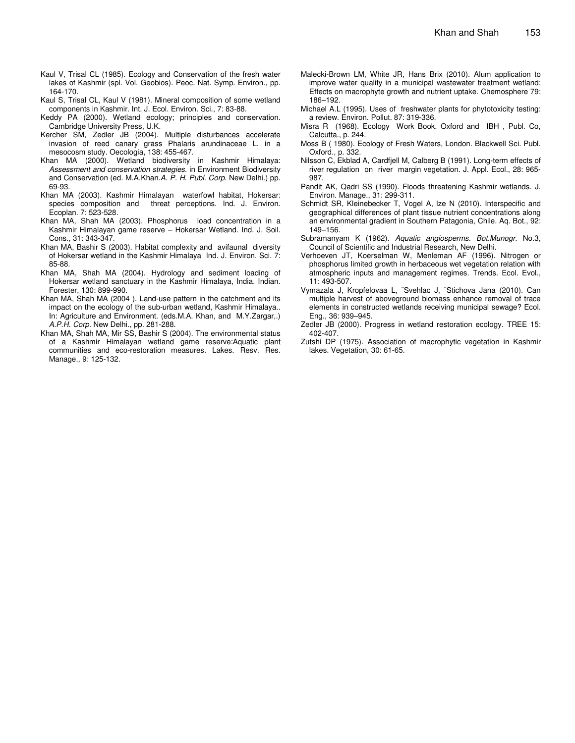Kaul V, Trisal CL (1985). Ecology and Conservation of the fresh water lakes of Kashmir (spl. Vol. Geobios). Peoc. Nat. Symp. Environ., pp. 164-170.

Kaul S, Trisal CL, Kaul V (1981). Mineral composition of some wetland components in Kashmir. Int. J. Ecol. Environ. Sci., 7: 83-88.

Keddy PA (2000). Wetland ecology; principles and conservation. Cambridge University Press, U.K.

Kercher SM, Zedler JB (2004). Multiple disturbances accelerate invasion of reed canary grass Phalaris arundinaceae L. in a mesocosm study. Oecologia, 138: 455-467.

Khan MA (2000). Wetland biodiversity in Kashmir Himalaya: *Assessment and conservation strategies.* in Environment Biodiversity and Conservation (ed. M.A.Khan.*A. P. H. Publ. Corp.* New Delhi.) pp. 69-93.

Khan MA (2003). Kashmir Himalayan waterfowl habitat, Hokersar: species composition and threat perceptions. Ind. J. Environ. Ecoplan. 7: 523-528.

Khan MA, Shah MA (2003). Phosphorus load concentration in a Kashmir Himalayan game reserve – Hokersar Wetland. Ind. J. Soil. Cons., 31: 343-347.

Khan MA, Bashir S (2003). Habitat complexity and avifaunal diversity of Hokersar wetland in the Kashmir Himalaya Ind. J. Environ. Sci. 7: 85-88.

Khan MA, Shah MA (2004). Hydrology and sediment loading of Hokersar wetland sanctuary in the Kashmir Himalaya, India. Indian. Forester, 130: 899-990.

Khan MA, Shah MA (2004 ). Land-use pattern in the catchment and its impact on the ecology of the sub-urban wetland, Kashmir Himalaya.. In: Agriculture and Environment. (eds.M.A. Khan, and M.Y.Zargar,.) *A.P.H. Corp.* New Delhi., pp. 281-288.

Khan MA, Shah MA, Mir SS, Bashir S (2004). The environmental status of a Kashmir Himalayan wetland game reserve:Aquatic plant communities and eco-restoration measures. Lakes. Resv. Res. Manage.*,* 9: 125-132.

Malecki-Brown LM, White JR, Hans Brix (2010). Alum application to improve water quality in a municipal wastewater treatment wetland: Effects on macrophyte growth and nutrient uptake. Chemosphere 79: 186–192.

Michael A.L (1995). Uses of freshwater plants for phytotoxicity testing: a review. Environ. Pollut. 87: 319-336.

Misra R (1968). Ecology Work Book. Oxford and IBH , Publ. Co, Calcutta., p. 244.

Moss B ( 1980). Ecology of Fresh Waters, London. Blackwell Sci. Publ. Oxford., p. 332.

Nilsson C, Ekblad A, Cardfjell M, Calberg B (1991). Long-term effects of river regulation on river margin vegetation. J. Appl. Ecol., 28: 965-987.

Pandit AK, Qadri SS (1990). Floods threatening Kashmir wetlands. J. Environ. Manage., 31: 299-311.

Schmidt SR, Kleinebecker T, Vogel A, Ize N (2010). Interspecific and geographical differences of plant tissue nutrient concentrations along an environmental gradient in Southern Patagonia, Chile. Aq. Bot., 92: 149–156.

Subramanyam K (1962). *Aquatic angiosperms. Bot.Munogr.* No.3, Council of Scientific and Industrial Research, New Delhi.

Verhoeven JT, Koerselman W, Menleman AF (1996). Nitrogen or phosphorus limited growth in herbaceous wet vegetation relation with atmospheric inputs and management regimes. Trends. Ecol. Evol., 11: 493-507.

Vymazala J, Kropfelovaa L, ˇSvehlac J, ˇStichova Jana (2010). Can multiple harvest of aboveground biomass enhance removal of trace elements in constructed wetlands receiving municipal sewage? Ecol. Eng., 36: 939–945.

Zedler JB (2000). Progress in wetland restoration ecology. TREE 15: 402-407.

Zutshi DP (1975). Association of macrophytic vegetation in Kashmir lakes. Vegetation, 30: 61-65.